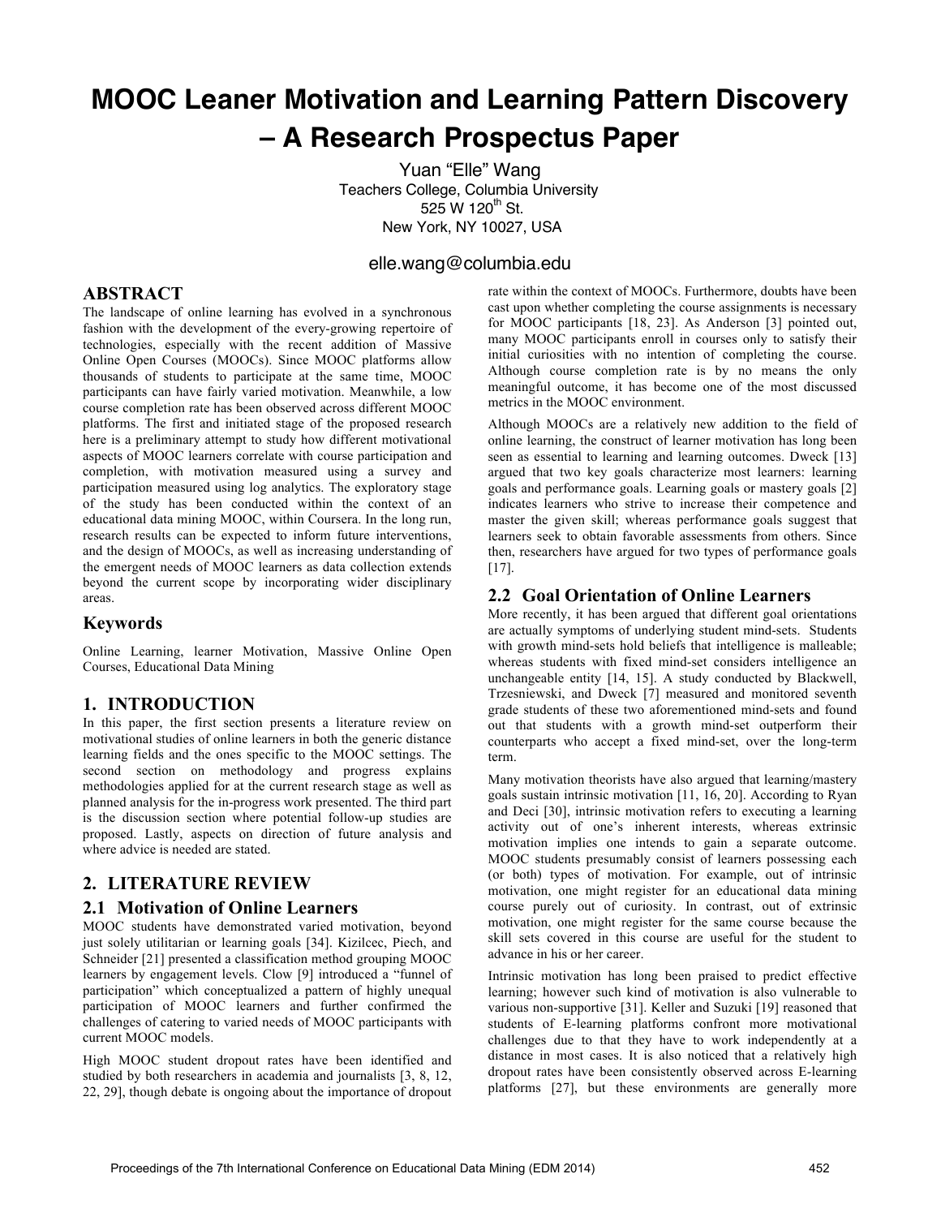# MOOC Leaner Motivation and Learning Pattern Discovery – A Research Prospectus Paper

Yuan "Elle" Wang
Teachers College, Columbia University
525 W 120th St.
New York, NY 10027, USA

elle.wang@columbia.edu

## ABSTRACT

The landscape of online learning has evolved in a synchronous fashion with the development of the every-growing repertoire of technologies, especially with the recent addition of Massive Online Open Courses (MOOCs). Since MOOC platforms allow thousands of students to participate at the same time, MOOC participants can have fairly varied motivation. Meanwhile, a low course completion rate has been observed across different MOOC platforms. The first and initiated stage of the proposed research here is a preliminary attempt to study how different motivational aspects of MOOC learners correlate with course participation and completion, with motivation measured using a survey and participation measured using log analytics. The exploratory stage of the study has been conducted within the context of an educational data mining MOOC, within Coursera. In the long run, research results can be expected to inform future interventions, and the design of MOOCs, as well as increasing understanding of the emergent needs of MOOC learners as data collection extends beyond the current scope by incorporating wider disciplinary areas.

### Keywords

Online Learning, learner Motivation, Massive Online Open Courses, Educational Data Mining

## 1. INTRODUCTION

In this paper, the first section presents a literature review on motivational studies of online learners in both the generic distance learning fields and the ones specific to the MOOC settings. The second section on methodology and progress explains methodologies applied for at the current research stage as well as planned analysis for the in-progress work presented. The third part is the discussion section where potential follow-up studies are proposed. Lastly, aspects on direction of future analysis and where advice is needed are stated.

## 2. LITERATURE REVIEW

### 2.1 Motivation of Online Learners

MOOC students have demonstrated varied motivation, beyond just solely utilitarian or learning goals [34]. Kizilcec, Piech, and Schneider [21] presented a classification method grouping MOOC learners by engagement levels. Clow [9] introduced a "funnel of participation" which conceptualized a pattern of highly unequal participation of MOOC learners and further confirmed the challenges of catering to varied needs of MOOC participants with current MOOC models.

High MOOC student dropout rates have been identified and studied by both researchers in academia and journalists [3, 8, 12, 22, 29], though debate is ongoing about the importance of dropout rate within the context of MOOCs. Furthermore, doubts have been cast upon whether completing the course assignments is necessary for MOOC participants [18, 23]. As Anderson [3] pointed out, many MOOC participants enroll in courses only to satisfy their initial curiosities with no intention of completing the course. Although course completion rate is by no means the only meaningful outcome, it has become one of the most discussed metrics in the MOOC environment.

Although MOOCs are a relatively new addition to the field of online learning, the construct of learner motivation has long been seen as essential to learning and learning outcomes. Dweck [13] argued that two key goals characterize most learners: learning goals and performance goals. Learning goals or mastery goals [2] indicates learners who strive to increase their competence and master the given skill; whereas performance goals suggest that learners seek to obtain favorable assessments from others. Since then, researchers have argued for two types of performance goals [17].

### 2.2 Goal Orientation of Online Learners

More recently, it has been argued that different goal orientations are actually symptoms of underlying student mind-sets. Students with growth mind-sets hold beliefs that intelligence is malleable; whereas students with fixed mind-set considers intelligence an unchangeable entity [14, 15]. A study conducted by Blackwell, Trzesniewski, and Dweck [7] measured and monitored seventh grade students of these two aforementioned mind-sets and found out that students with a growth mind-set outperform their counterparts who accept a fixed mind-set, over the long-term term.

Many motivation theorists have also argued that learning/mastery goals sustain intrinsic motivation [11, 16, 20]. According to Ryan and Deci [30], intrinsic motivation refers to executing a learning activity out of one's inherent interests, whereas extrinsic motivation implies one intends to gain a separate outcome. MOOC students presumably consist of learners possessing each (or both) types of motivation. For example, out of intrinsic motivation, one might register for an educational data mining course purely out of curiosity. In contrast, out of extrinsic motivation, one might register for the same course because the skill sets covered in this course are useful for the student to advance in his or her career.

Intrinsic motivation has long been praised to predict effective learning; however such kind of motivation is also vulnerable to various non-supportive [31]. Keller and Suzuki [19] reasoned that students of E-learning platforms confront more motivational challenges due to that they have to work independently at a distance in most cases. It is also noticed that a relatively high dropout rates have been consistently observed across E-learning platforms [27], but these environments are generally more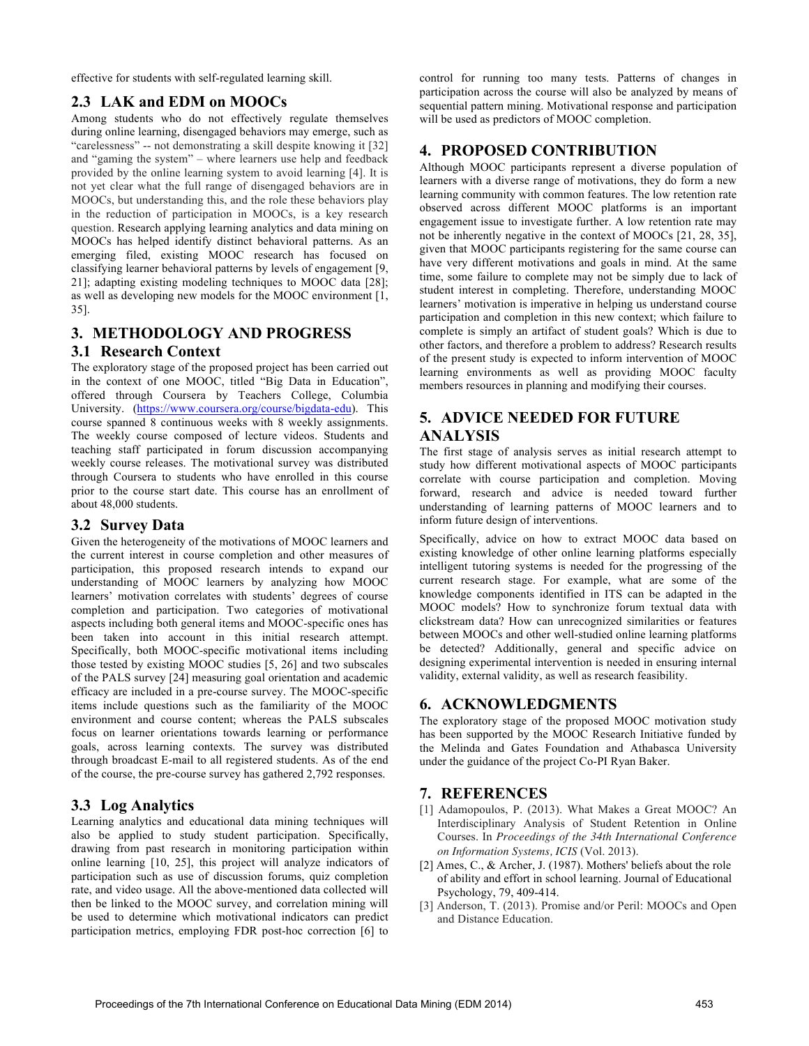effective for students with self-regulated learning skill.

### 2.3 LAK and EDM on MOOCs

Among students who do not effectively regulate themselves during online learning, disengaged behaviors may emerge, such as "carelessness" -- not demonstrating a skill despite knowing it [32] and "gaming the system" – where learners use help and feedback provided by the online learning system to avoid learning [4]. It is not yet clear what the full range of disengaged behaviors are in MOOCs, but understanding this, and the role these behaviors play in the reduction of participation in MOOCs, is a key research question. Research applying learning analytics and data mining on MOOCs has helped identify distinct behavioral patterns. As an emerging filed, existing MOOC research has focused on classifying learner behavioral patterns by levels of engagement [9, 21]; adapting existing modeling techniques to MOOC data [28]; as well as developing new models for the MOOC environment [1, 35].

## 3. METHODOLOGY AND PROGRESS

### 3.1 Research Context

The exploratory stage of the proposed project has been carried out in the context of one MOOC, titled "Big Data in Education", offered through Coursera by Teachers College, Columbia University. (https://www.coursera.org/course/bigdata-edu). This course spanned 8 continuous weeks with 8 weekly assignments. The weekly course composed of lecture videos. Students and teaching staff participated in forum discussion accompanying weekly course releases. The motivational survey was distributed through Coursera to students who have enrolled in this course prior to the course start date. This course has an enrollment of about 48,000 students.

### 3.2 Survey Data

Given the heterogeneity of the motivations of MOOC learners and the current interest in course completion and other measures of participation, this proposed research intends to expand our understanding of MOOC learners by analyzing how MOOC learners' motivation correlates with students' degrees of course completion and participation. Two categories of motivational aspects including both general items and MOOC-specific ones has been taken into account in this initial research attempt. Specifically, both MOOC-specific motivational items including those tested by existing MOOC studies [5, 26] and two subscales of the PALS survey [24] measuring goal orientation and academic efficacy are included in a pre-course survey. The MOOC-specific items include questions such as the familiarity of the MOOC environment and course content; whereas the PALS subscales focus on learner orientations towards learning or performance goals, across learning contexts. The survey was distributed through broadcast E-mail to all registered students. As of the end of the course, the pre-course survey has gathered 2,792 responses.

### 3.3 Log Analytics

Learning analytics and educational data mining techniques will also be applied to study student participation. Specifically, drawing from past research in monitoring participation within online learning [10, 25], this project will analyze indicators of participation such as use of discussion forums, quiz completion rate, and video usage. All the above-mentioned data collected will then be linked to the MOOC survey, and correlation mining will be used to determine which motivational indicators can predict participation metrics, employing FDR post-hoc correction [6] to control for running too many tests. Patterns of changes in participation across the course will also be analyzed by means of sequential pattern mining. Motivational response and participation will be used as predictors of MOOC completion.

## 4. PROPOSED CONTRIBUTION

Although MOOC participants represent a diverse population of learners with a diverse range of motivations, they do form a new learning community with common features. The low retention rate observed across different MOOC platforms is an important engagement issue to investigate further. A low retention rate may not be inherently negative in the context of MOOCs [21, 28, 35], given that MOOC participants registering for the same course can have very different motivations and goals in mind. At the same time, some failure to complete may not be simply due to lack of student interest in completing. Therefore, understanding MOOC learners' motivation is imperative in helping us understand course participation and completion in this new context; which failure to complete is simply an artifact of student goals? Which is due to other factors, and therefore a problem to address? Research results of the present study is expected to inform intervention of MOOC learning environments as well as providing MOOC faculty members resources in planning and modifying their courses.

## 5. ADVICE NEEDED FOR FUTURE ANALYSIS

The first stage of analysis serves as initial research attempt to study how different motivational aspects of MOOC participants correlate with course participation and completion. Moving forward, research and advice is needed toward further understanding of learning patterns of MOOC learners and to inform future design of interventions.

Specifically, advice on how to extract MOOC data based on existing knowledge of other online learning platforms especially intelligent tutoring systems is needed for the progressing of the current research stage. For example, what are some of the knowledge components identified in ITS can be adapted in the MOOC models? How to synchronize forum textual data with clickstream data? How can unrecognized similarities or features between MOOCs and other well-studied online learning platforms be detected? Additionally, general and specific advice on designing experimental intervention is needed in ensuring internal validity, external validity, as well as research feasibility.

## 6. ACKNOWLEDGMENTS

The exploratory stage of the proposed MOOC motivation study has been supported by the MOOC Research Initiative funded by the Melinda and Gates Foundation and Athabasca University under the guidance of the project Co-PI Ryan Baker.

## 7. REFERENCES

[1] Adamopoulos, P. (2013). What Makes a Great MOOC? An Interdisciplinary Analysis of Student Retention in Online Courses. In *Proceedings of the 34th International Conference on Information Systems, ICIS* (Vol. 2013).

[2] Ames, C., & Archer, J. (1987). Mothers' beliefs about the role of ability and effort in school learning. Journal of Educational Psychology, 79, 409-414.

[3] Anderson, T. (2013). Promise and/or Peril: MOOCs and Open and Distance Education.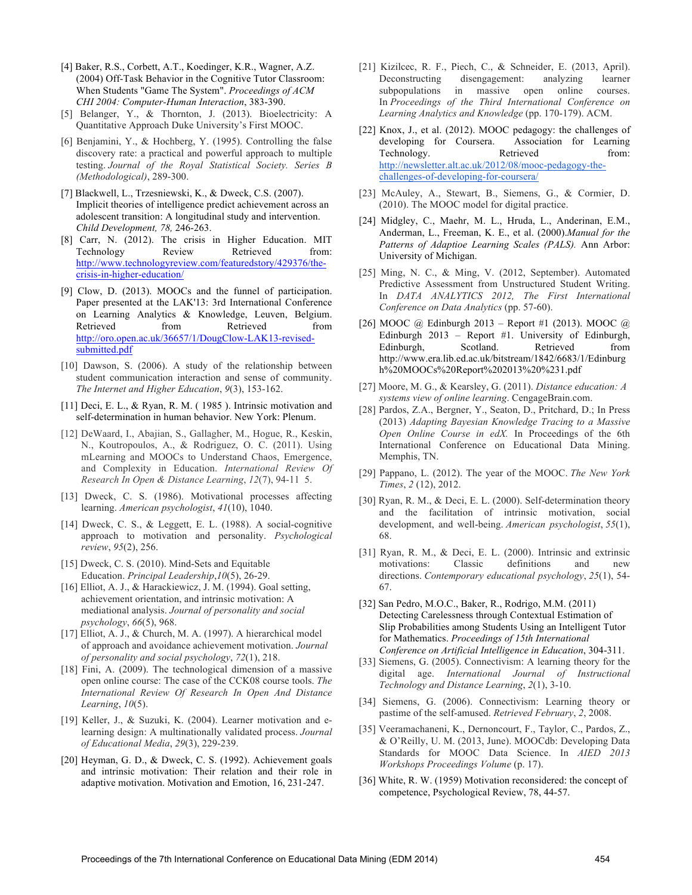[4] Baker, R.S., Corbett, A.T., Koedinger, K.R., Wagner, A.Z. (2004) Off-Task Behavior in the Cognitive Tutor Classroom: When Students "Game The System". *Proceedings of ACM CHI 2004: Computer-Human Interaction*, 383-390.

[5] Belanger, Y., & Thornton, J. (2013). Bioelectricity: A Quantitative Approach Duke University's First MOOC.

[6] Benjamini, Y., & Hochberg, Y. (1995). Controlling the false discovery rate: a practical and powerful approach to multiple testing. *Journal of the Royal Statistical Society. Series B (Methodological)*, 289-300.

[7] Blackwell, L., Trzesniewski, K., & Dweck, C.S. (2007). Implicit theories of intelligence predict achievement across an adolescent transition: A longitudinal study and intervention. *Child Development, 78,* 246-263.

[8] Carr, N. (2012). The crisis in Higher Education. MIT Technology Review Retrieved from: http://www.technologyreview.com/featuredstory/429376/the-crisis-in-higher-education/

[9] Clow, D. (2013). MOOCs and the funnel of participation. Paper presented at the LAK'13: 3rd International Conference on Learning Analytics & Knowledge, Leuven, Belgium. Retrieved from Retrieved from http://oro.open.ac.uk/36657/1/DougClow-LAK13-revised-submitted.pdf

[10] Dawson, S. (2006). A study of the relationship between student communication interaction and sense of community. *The Internet and Higher Education*, *9*(3), 153-162.

[11] Deci, E. L., & Ryan, R. M. ( 1985 ). Intrinsic motivation and self-determination in human behavior. New York: Plenum.

[12] DeWaard, I., Abajian, S., Gallagher, M., Hogue, R., Keskin, N., Koutropoulos, A., & Rodriguez, O. C. (2011). Using mLearning and MOOCs to Understand Chaos, Emergence, and Complexity in Education. *International Review Of Research In Open & Distance Learning*, *12*(7), 94-11 5.

[13] Dweck, C. S. (1986). Motivational processes affecting learning. *American psychologist*, *41*(10), 1040.

[14] Dweck, C. S., & Leggett, E. L. (1988). A social-cognitive approach to motivation and personality. *Psychological review*, *95*(2), 256.

[15] Dweck, C. S. (2010). Mind-Sets and Equitable Education. *Principal Leadership*,*10*(5), 26-29.

[16] Elliot, A. J., & Harackiewicz, J. M. (1994). Goal setting, achievement orientation, and intrinsic motivation: A mediational analysis. *Journal of personality and social psychology*, *66*(5), 968.

[17] Elliot, A. J., & Church, M. A. (1997). A hierarchical model of approach and avoidance achievement motivation. *Journal of personality and social psychology*, *72*(1), 218.

[18] Fini, A. (2009). The technological dimension of a massive open online course: The case of the CCK08 course tools. *The International Review Of Research In Open And Distance Learning*, *10*(5).

[19] Keller, J., & Suzuki, K. (2004). Learner motivation and e-learning design: A multinationally validated process. *Journal of Educational Media*, *29*(3), 229-239.

[20] Heyman, G. D., & Dweck, C. S. (1992). Achievement goals and intrinsic motivation: Their relation and their role in adaptive motivation. Motivation and Emotion, 16, 231-247.

[21] Kizilcec, R. F., Piech, C., & Schneider, E. (2013, April). Deconstructing disengagement: analyzing learner subpopulations in massive open online courses. In *Proceedings of the Third International Conference on Learning Analytics and Knowledge* (pp. 170-179). ACM.

[22] Knox, J., et al. (2012). MOOC pedagogy: the challenges of developing for Coursera. Association for Learning Technology. Retrieved from: http://newsletter.alt.ac.uk/2012/08/mooc-pedagogy-the-challenges-of-developing-for-coursera/

[23] McAuley, A., Stewart, B., Siemens, G., & Cormier, D. (2010). The MOOC model for digital practice.

[24] Midgley, C., Maehr, M. L., Hruda, L., Anderinan, E.M., Anderman, L., Freeman, K. E., et al. (2000).*Manual for the Patterns of Adaptioe Learning Scales (PALS).* Ann Arbor: University of Michigan.

[25] Ming, N. C., & Ming, V. (2012, September). Automated Predictive Assessment from Unstructured Student Writing. In *DATA ANALYTICS 2012, The First International Conference on Data Analytics* (pp. 57-60).

[26] MOOC @ Edinburgh 2013 – Report #1 (2013). MOOC @ Edinburgh 2013 – Report #1. University of Edinburgh, Edinburgh, Scotland. Retrieved from http://www.era.lib.ed.ac.uk/bitstream/1842/6683/1/Edinburgh%20MOOCs%20Report%202013%20%231.pdf

[27] Moore, M. G., & Kearsley, G. (2011). *Distance education: A systems view of online learning*. CengageBrain.com.

[28] Pardos, Z.A., Bergner, Y., Seaton, D., Pritchard, D.; In Press (2013) *Adapting Bayesian Knowledge Tracing to a Massive Open Online Course in edX.* In Proceedings of the 6th International Conference on Educational Data Mining. Memphis, TN.

[29] Pappano, L. (2012). The year of the MOOC. *The New York Times*, *2* (12), 2012.

[30] Ryan, R. M., & Deci, E. L. (2000). Self-determination theory and the facilitation of intrinsic motivation, social development, and well-being. *American psychologist*, *55*(1), 68.

[31] Ryan, R. M., & Deci, E. L. (2000). Intrinsic and extrinsic motivations: Classic definitions and new directions. *Contemporary educational psychology*, *25*(1), 54-67.

[32] San Pedro, M.O.C., Baker, R., Rodrigo, M.M. (2011) Detecting Carelessness through Contextual Estimation of Slip Probabilities among Students Using an Intelligent Tutor for Mathematics. *Proceedings of 15th International Conference on Artificial Intelligence in Education*, 304-311.

[33] Siemens, G. (2005). Connectivism: A learning theory for the digital age. *International Journal of Instructional Technology and Distance Learning*, *2*(1), 3-10.

[34] Siemens, G. (2006). Connectivism: Learning theory or pastime of the self-amused. *Retrieved February*, *2*, 2008.

[35] Veeramachaneni, K., Dernoncourt, F., Taylor, C., Pardos, Z., & O'Reilly, U. M. (2013, June). MOOCdb: Developing Data Standards for MOOC Data Science. In *AIED 2013 Workshops Proceedings Volume* (p. 17).

[36] White, R. W. (1959) Motivation reconsidered: the concept of competence, Psychological Review, 78, 44-57.